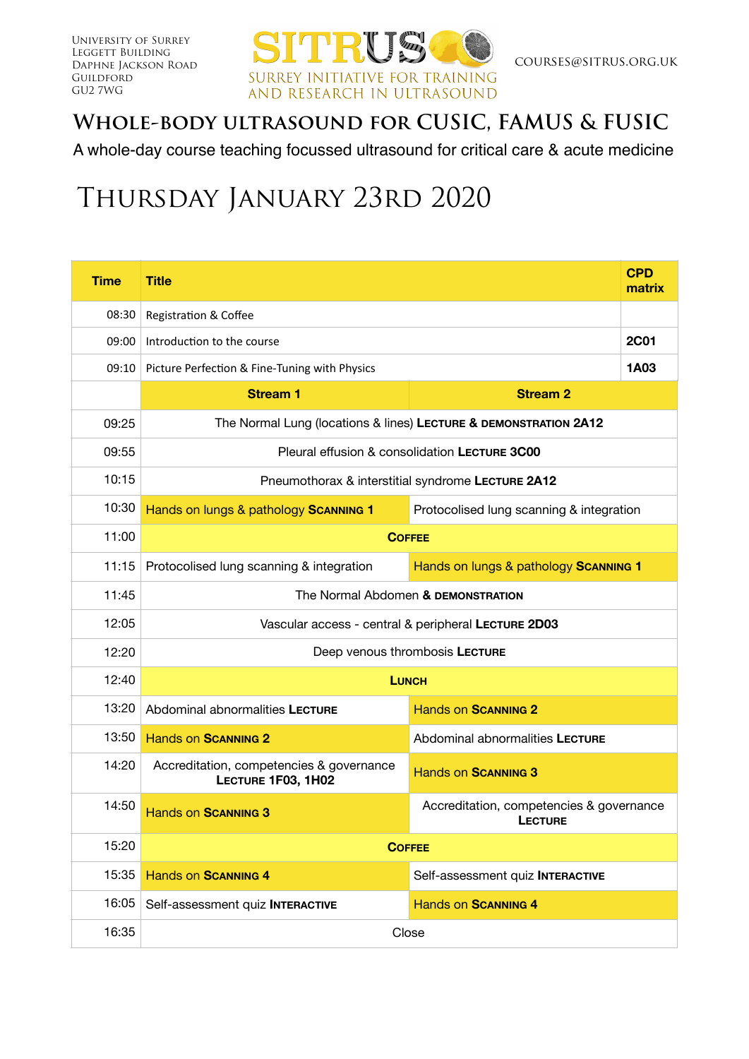University of Surrey
Leggett Building
Daphne Jackson Road
Guildford
GU2 7WG

**SITRUS**
SURREY INITIATIVE FOR TRAINING AND RESEARCH IN ULTRASOUND

COURSES@SITRUS.ORG.UK

# Whole-body ultrasound for CUSIC, FAMUS & FUSIC

A whole-day course teaching focussed ultrasound for critical care & acute medicine

## Thursday January 23rd 2020

| Time | Title | | CPD matrix |
|---|---|---|---|
| 08:30 | Registration & Coffee | | |
| 09:00 | Introduction to the course | | **2C01** |
| 09:10 | Picture Perfection & Fine-Tuning with Physics | | **1A03** |
| | **Stream 1** | **Stream 2** | |
| 09:25 | The Normal Lung (locations & lines) **Lecture & demonstration 2A12** | | |
| 09:55 | Pleural effusion & consolidation **Lecture 3C00** | | |
| 10:15 | Pneumothorax & interstitial syndrome **Lecture 2A12** | | |
| 10:30 | Hands on lungs & pathology **Scanning 1** | Protocolised lung scanning & integration | |
| 11:00 | **Coffee** | | |
| 11:15 | Protocolised lung scanning & integration | Hands on lungs & pathology **Scanning 1** | |
| 11:45 | The Normal Abdomen **& demonstration** | | |
| 12:05 | Vascular access - central & peripheral **Lecture 2D03** | | |
| 12:20 | Deep venous thrombosis **Lecture** | | |
| 12:40 | **Lunch** | | |
| 13:20 | Abdominal abnormalities **Lecture** | Hands on **Scanning 2** | |
| 13:50 | Hands on **Scanning 2** | Abdominal abnormalities **Lecture** | |
| 14:20 | Accreditation, competencies & governance **Lecture 1F03, 1H02** | Hands on **Scanning 3** | |
| 14:50 | Hands on **Scanning 3** | Accreditation, competencies & governance **Lecture** | |
| 15:20 | **Coffee** | | |
| 15:35 | Hands on **Scanning 4** | Self-assessment quiz **Interactive** | |
| 16:05 | Self-assessment quiz **Interactive** | Hands on **Scanning 4** | |
| 16:35 | Close | | |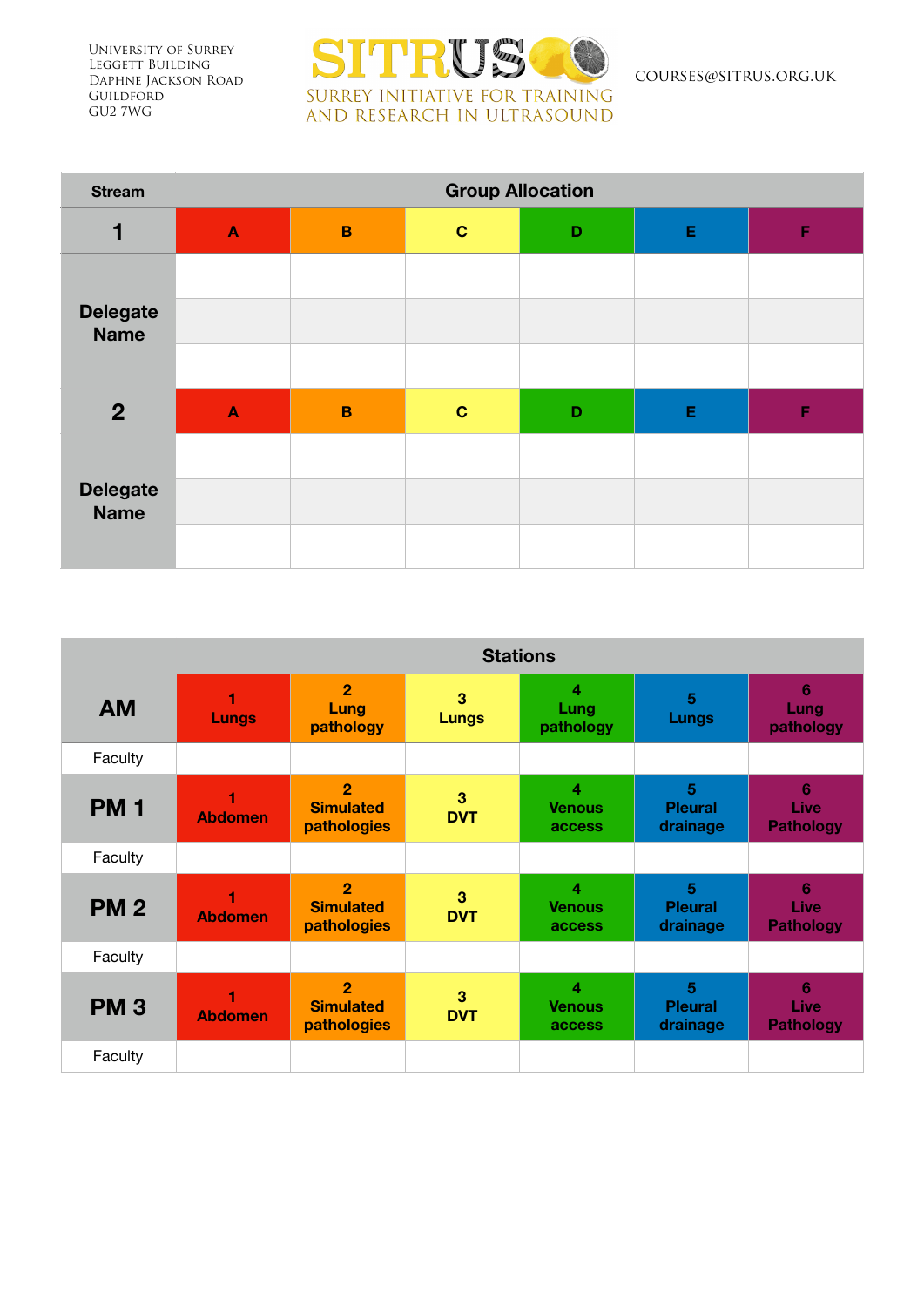University of Surrey
Leggett Building
Daphne Jackson Road
Guildford
GU2 7WG

# SITRUS
SURREY INITIATIVE FOR TRAINING AND RESEARCH IN ULTRASOUND

COURSES@SITRUS.ORG.UK

| Stream | Group Allocation | | | | | |
|---|---|---|---|---|---|---|
| **1** | A | B | C | D | E | F |
| Delegate Name | | | | | | |
| | | | | | | |
| | | | | | | |
| **2** | A | B | C | D | E | F |
| Delegate Name | | | | | | |
| | | | | | | |
| | | | | | | |

| | Stations | | | | | |
|---|---|---|---|---|---|---|
| **AM** | 1 Lungs | 2 Lung pathology | 3 Lungs | 4 Lung pathology | 5 Lungs | 6 Lung pathology |
| Faculty | | | | | | |
| **PM 1** | 1 Abdomen | 2 Simulated pathologies | 3 DVT | 4 Venous access | 5 Pleural drainage | 6 Live Pathology |
| Faculty | | | | | | |
| **PM 2** | 1 Abdomen | 2 Simulated pathologies | 3 DVT | 4 Venous access | 5 Pleural drainage | 6 Live Pathology |
| Faculty | | | | | | |
| **PM 3** | 1 Abdomen | 2 Simulated pathologies | 3 DVT | 4 Venous access | 5 Pleural drainage | 6 Live Pathology |
| Faculty | | | | | | |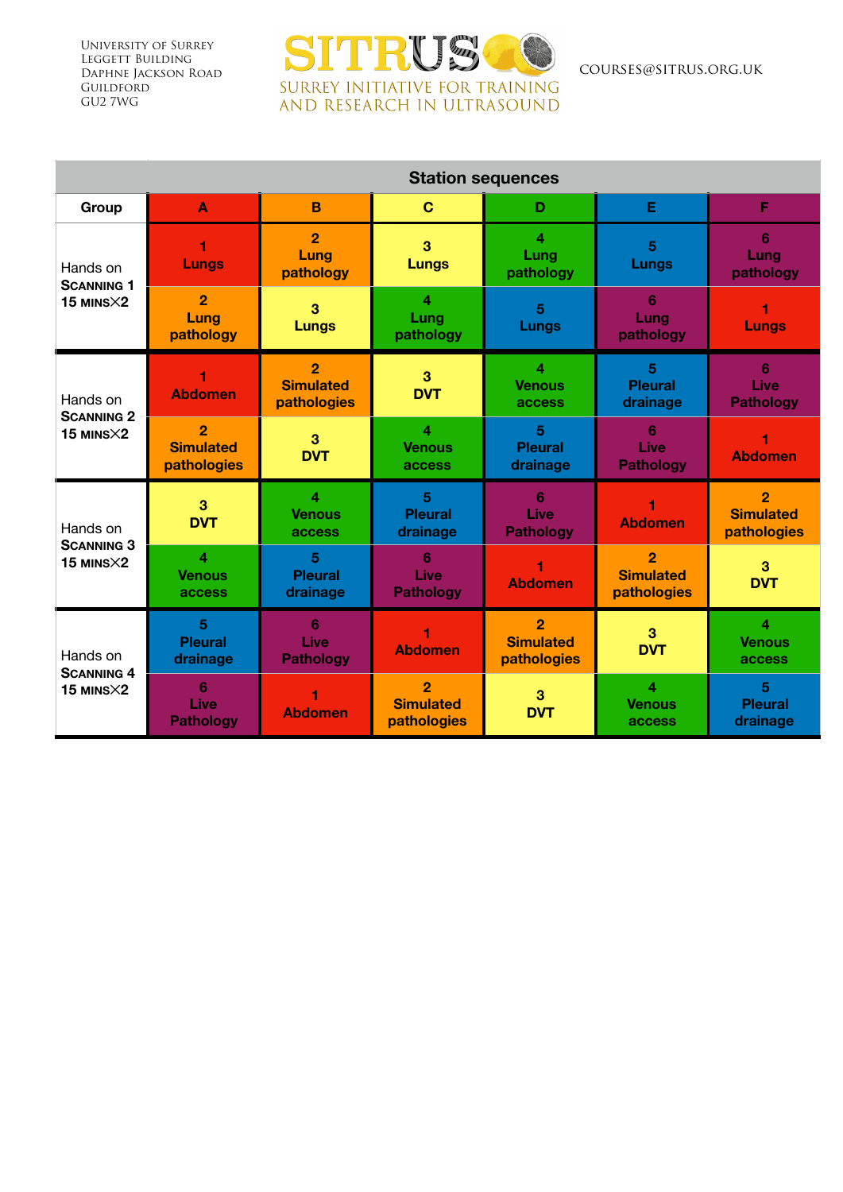University of Surrey
Leggett Building
Daphne Jackson Road
Guildford
GU2 7WG

SITRUS
SURREY INITIATIVE FOR TRAINING AND RESEARCH IN ULTRASOUND

COURSES@SITRUS.ORG.UK

| | Station sequences | | | | | |
|---|---|---|---|---|---|---|
| **Group** | **A** | **B** | **C** | **D** | **E** | **F** |
| Hands on **Scanning 1** **15 mins×2** | 1 Lungs | 2 Lung pathology | 3 Lungs | 4 Lung pathology | 5 Lungs | 6 Lung pathology |
| | 2 Lung pathology | 3 Lungs | 4 Lung pathology | 5 Lungs | 6 Lung pathology | 1 Lungs |
| Hands on **Scanning 2** **15 mins×2** | 1 Abdomen | 2 Simulated pathologies | 3 DVT | 4 Venous access | 5 Pleural drainage | 6 Live Pathology |
| | 2 Simulated pathologies | 3 DVT | 4 Venous access | 5 Pleural drainage | 6 Live Pathology | 1 Abdomen |
| Hands on **Scanning 3** **15 mins×2** | 3 DVT | 4 Venous access | 5 Pleural drainage | 6 Live Pathology | 1 Abdomen | 2 Simulated pathologies |
| | 4 Venous access | 5 Pleural drainage | 6 Live Pathology | 1 Abdomen | 2 Simulated pathologies | 3 DVT |
| Hands on **Scanning 4** **15 mins×2** | 5 Pleural drainage | 6 Live Pathology | 1 Abdomen | 2 Simulated pathologies | 3 DVT | 4 Venous access |
| | 6 Live Pathology | 1 Abdomen | 2 Simulated pathologies | 3 DVT | 4 Venous access | 5 Pleural drainage |